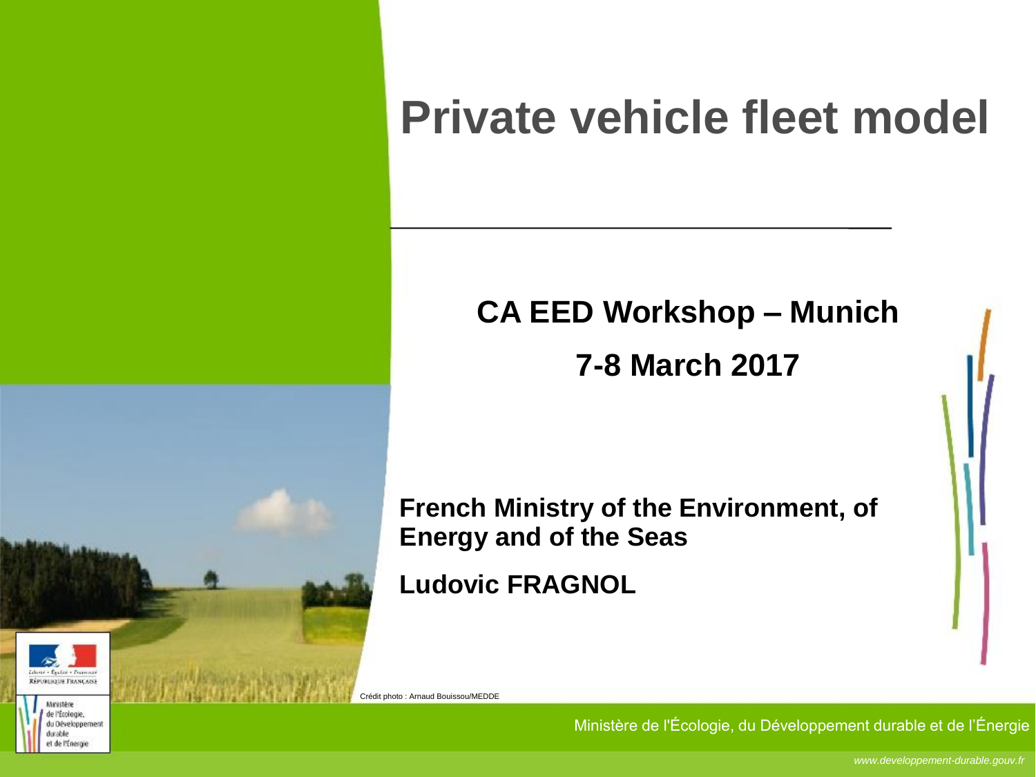# Private vehicle fleet model

## CA EED Workshop – Munich

## 7-8 March 2017

**French Ministry of the Environment, of Energy and of the Seas**

**Ludovic FRAGNOL**

Crédit photo : Arnaud Bouissou/MEDDE

Ministère de l'Écologie, du Développement durable et de l'Énergie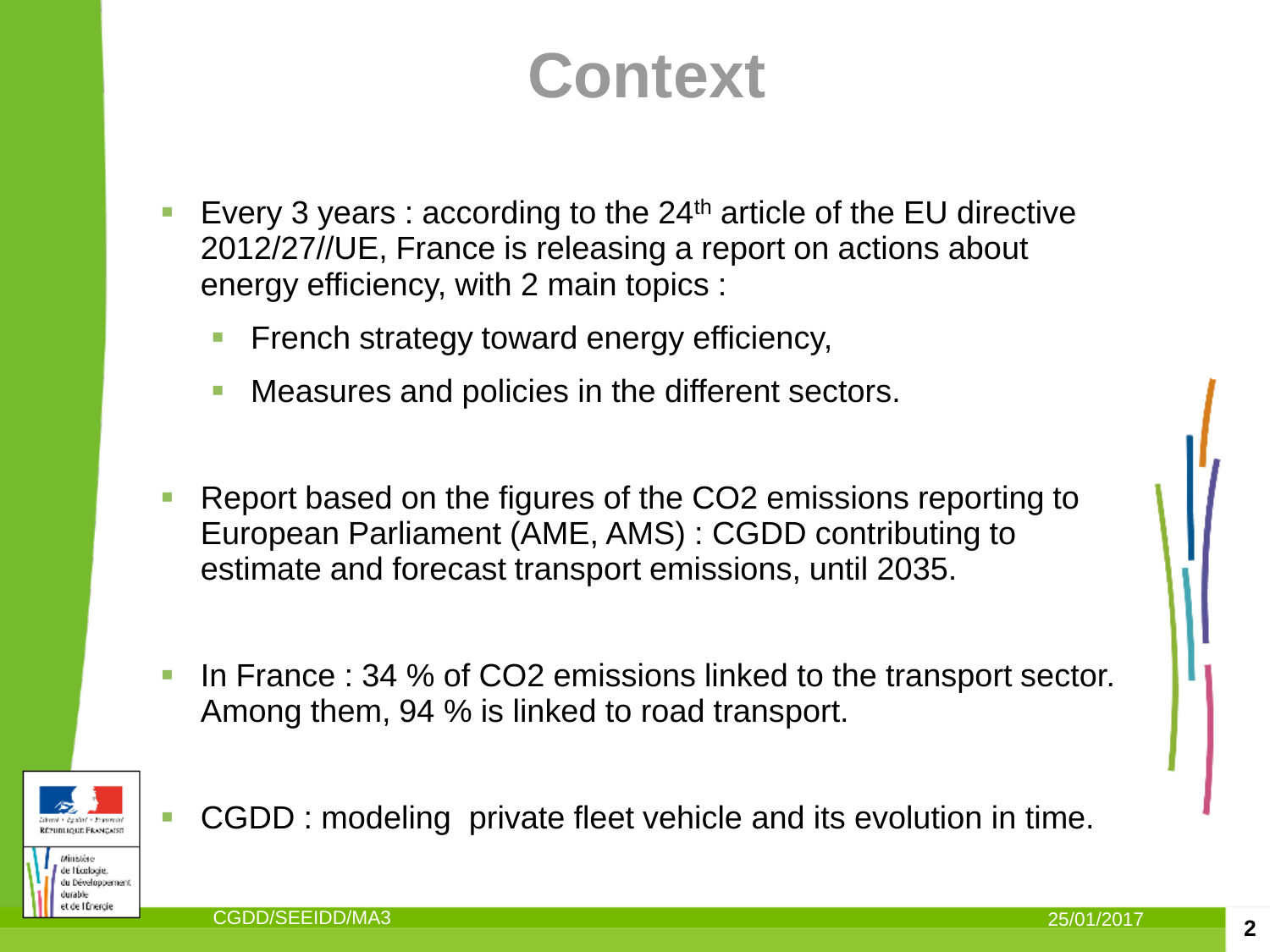# Context

- Every 3 years : according to the 24th article of the EU directive 2012/27//UE, France is releasing a report on actions about energy efficiency, with 2 main topics :
  - French strategy toward energy efficiency,
  - Measures and policies in the different sectors.

- Report based on the figures of the $CO_2$ emissions reporting to European Parliament (AME, AMS) : CGDD contributing to estimate and forecast transport emissions, until 2035.

- In France : 34 % of $CO_2$ emissions linked to the transport sector. Among them, 94 % is linked to road transport.

- CGDD : modeling private fleet vehicle and its evolution in time.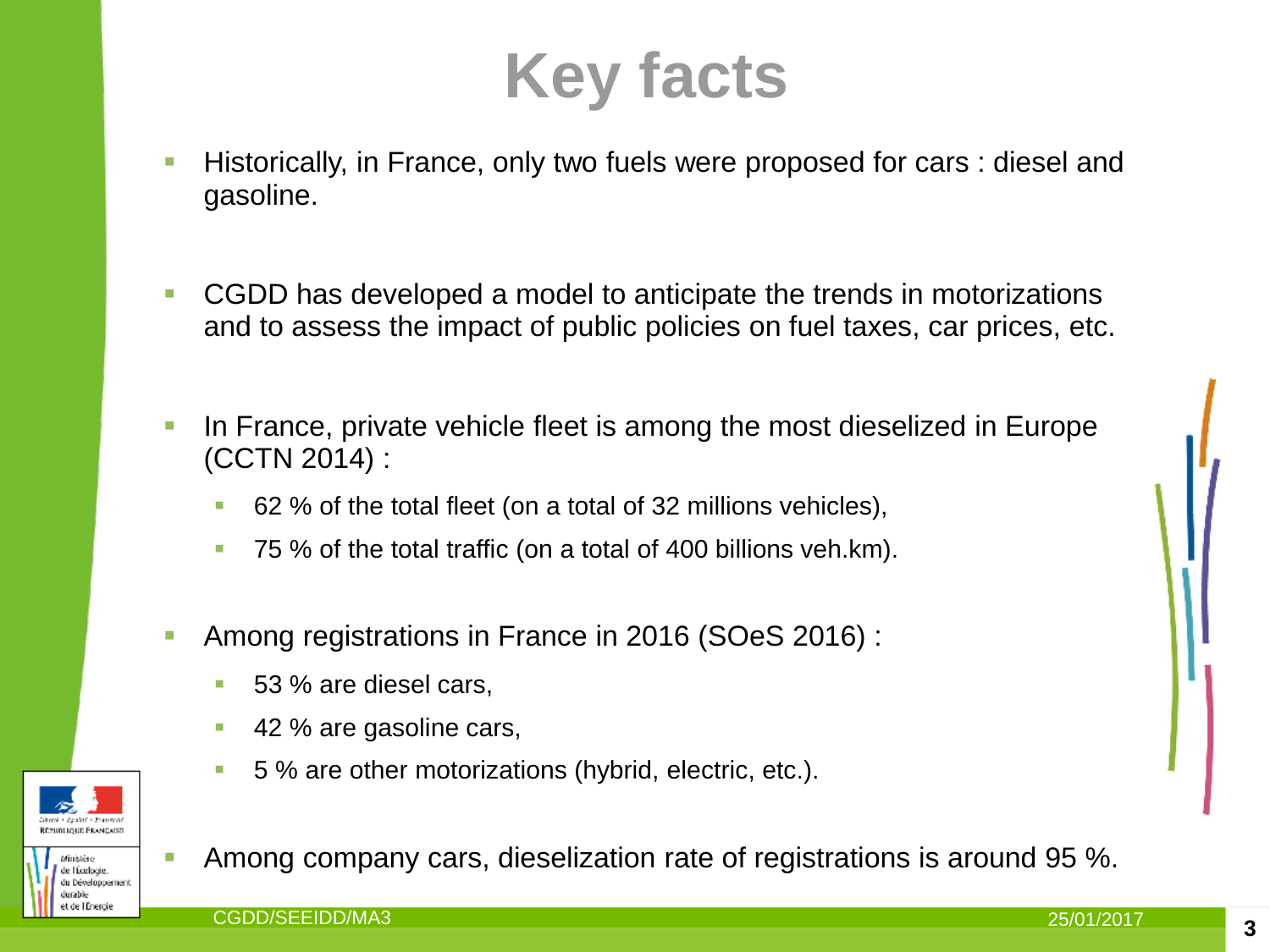# Key facts

- Historically, in France, only two fuels were proposed for cars : diesel and gasoline.
- CGDD has developed a model to anticipate the trends in motorizations and to assess the impact of public policies on fuel taxes, car prices, etc.
- In France, private vehicle fleet is among the most dieselized in Europe (CCTN 2014) :
  - 62 % of the total fleet (on a total of 32 millions vehicles),
  - 75 % of the total traffic (on a total of 400 billions veh.km).
- Among registrations in France in 2016 (SOeS 2016) :
  - 53 % are diesel cars,
  - 42 % are gasoline cars,
  - 5 % are other motorizations (hybrid, electric, etc.).
- Among company cars, dieselization rate of registrations is around 95 %.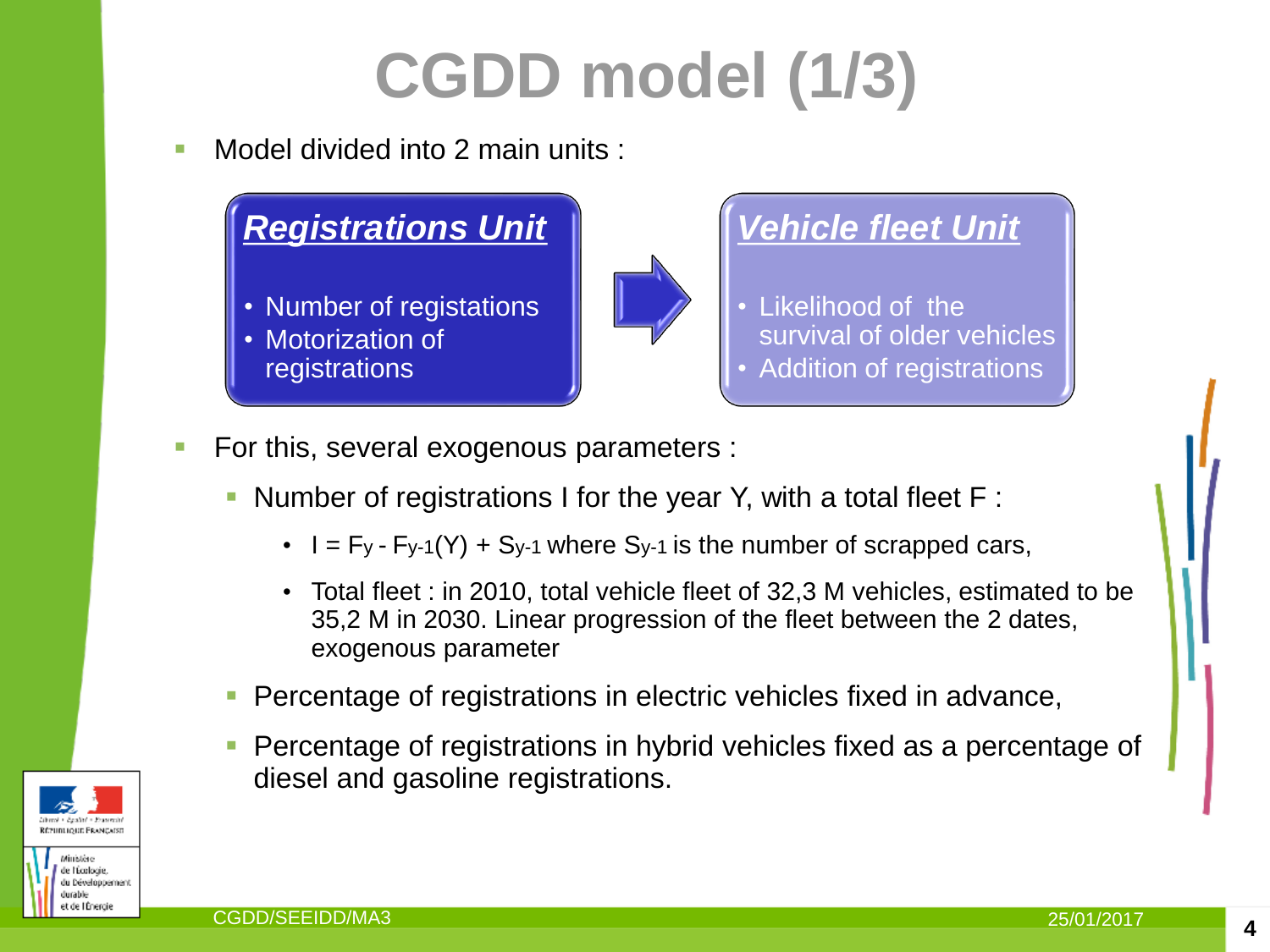# CGDD model (1/3)

- Model divided into 2 main units :

**Registrations Unit**

- Number of registations
- Motorization of registrations

**Vehicle fleet Unit**

- Likelihood of the survival of older vehicles
- Addition of registrations

- For this, several exogenous parameters :
  - Number of registrations I for the year Y, with a total fleet F :
    - $I = F_y - F_{y-1}(Y) + S_{y-1}$ where $S_{y-1}$ is the number of scrapped cars,
    - Total fleet : in 2010, total vehicle fleet of 32,3 M vehicles, estimated to be 35,2 M in 2030. Linear progression of the fleet between the 2 dates, exogenous parameter
  - Percentage of registrations in electric vehicles fixed in advance,
  - Percentage of registrations in hybrid vehicles fixed as a percentage of diesel and gasoline registrations.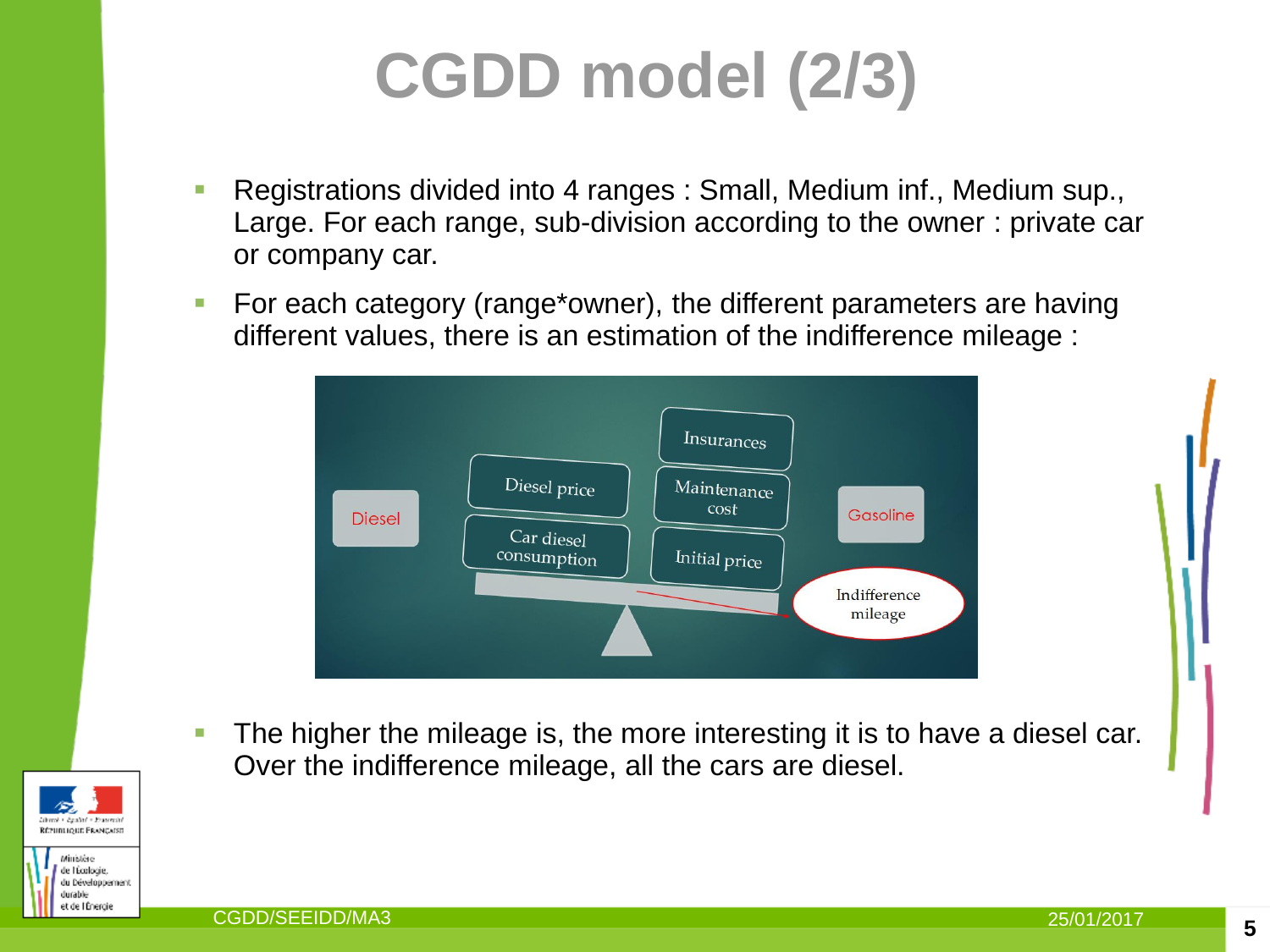# CGDD model (2/3)

- Registrations divided into 4 ranges : Small, Medium inf., Medium sup., Large. For each range, sub-division according to the owner : private car or company car.
- For each category (range*owner), the different parameters are having different values, there is an estimation of the indifference mileage :

Diesel

Diesel price

Car diesel consumption

Insurances

Maintenance cost

Initial price

Gasoline

Indifference mileage

- The higher the mileage is, the more interesting it is to have a diesel car. Over the indifference mileage, all the cars are diesel.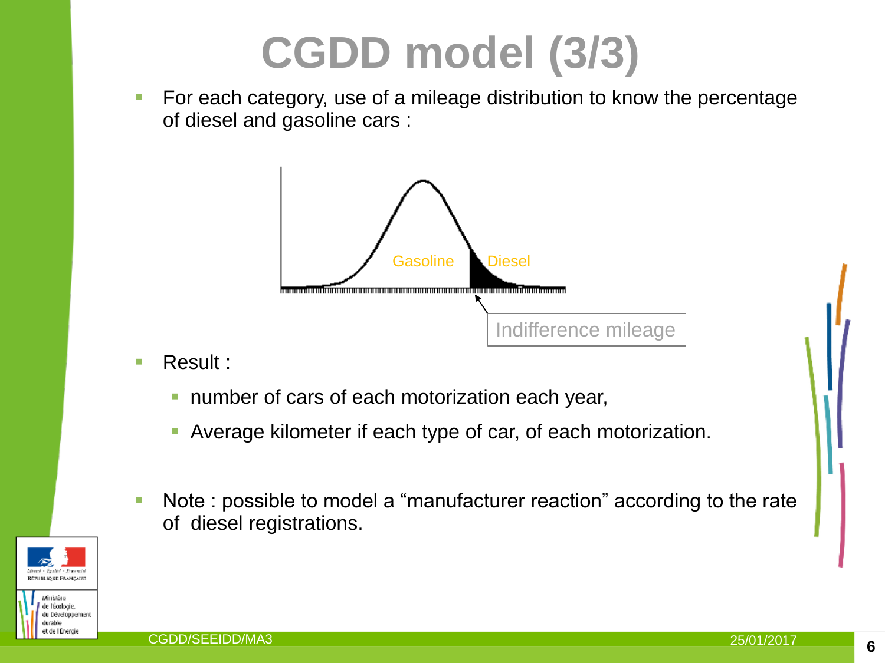# CGDD model (3/3)

- For each category, use of a mileage distribution to know the percentage of diesel and gasoline cars :

Gasoline

Diesel

Indifference mileage

- Result :
  - number of cars of each motorization each year,
  - Average kilometer if each type of car, of each motorization.

- Note : possible to model a “manufacturer reaction” according to the rate of diesel registrations.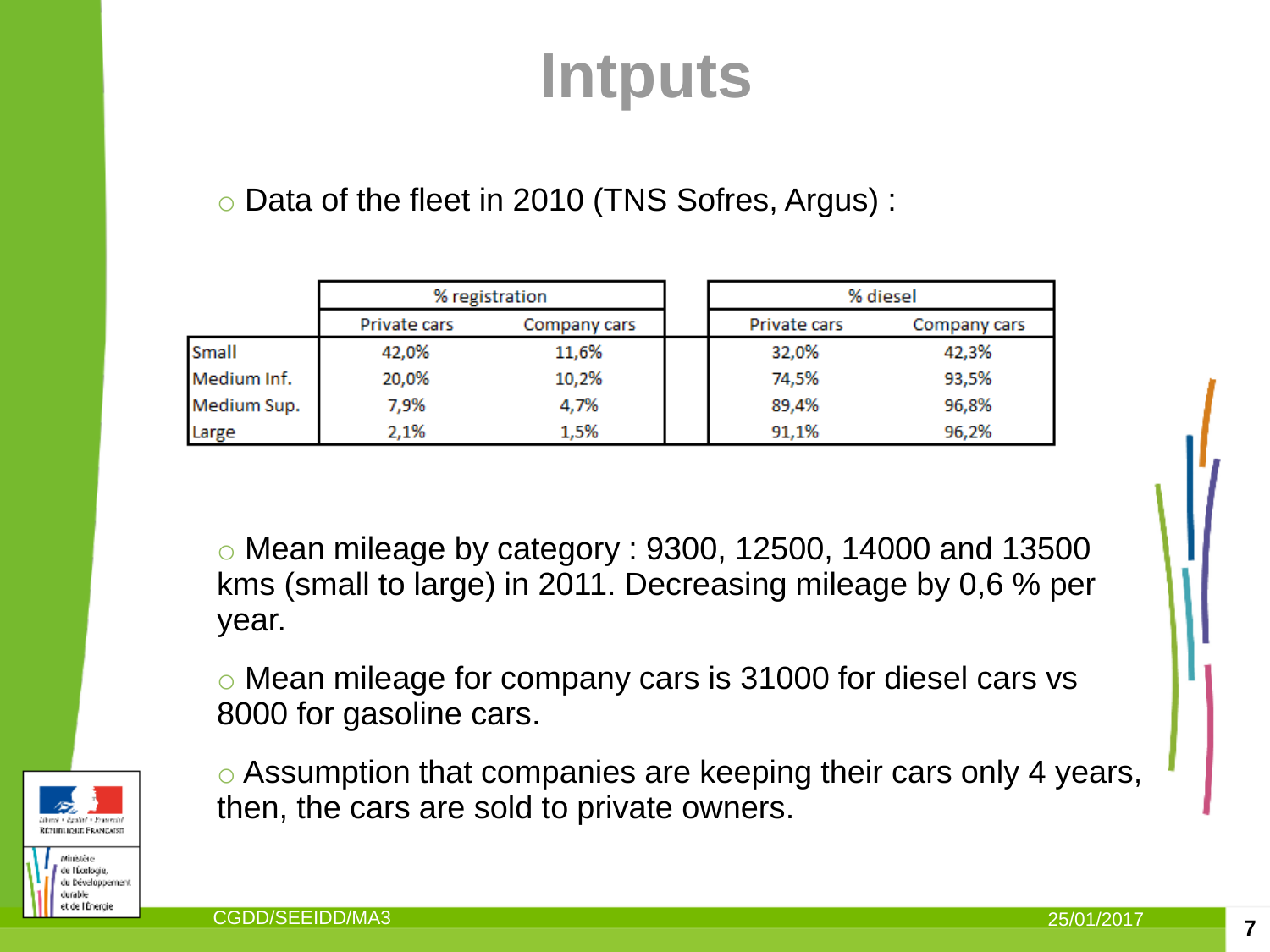# Intputs

- Data of the fleet in 2010 (TNS Sofres, Argus) :

| | % registration | | % diesel | |
|---|---|---|---|---|
| | Private cars | Company cars | Private cars | Company cars |
| Small | 42,0% | 11,6% | 32,0% | 42,3% |
| Medium Inf. | 20,0% | 10,2% | 74,5% | 93,5% |
| Medium Sup. | 7,9% | 4,7% | 89,4% | 96,8% |
| Large | 2,1% | 1,5% | 91,1% | 96,2% |

- Mean mileage by category : 9300, 12500, 14000 and 13500 kms (small to large) in 2011. Decreasing mileage by 0,6 % per year.
- Mean mileage for company cars is 31000 for diesel cars vs 8000 for gasoline cars.
- Assumption that companies are keeping their cars only 4 years, then, the cars are sold to private owners.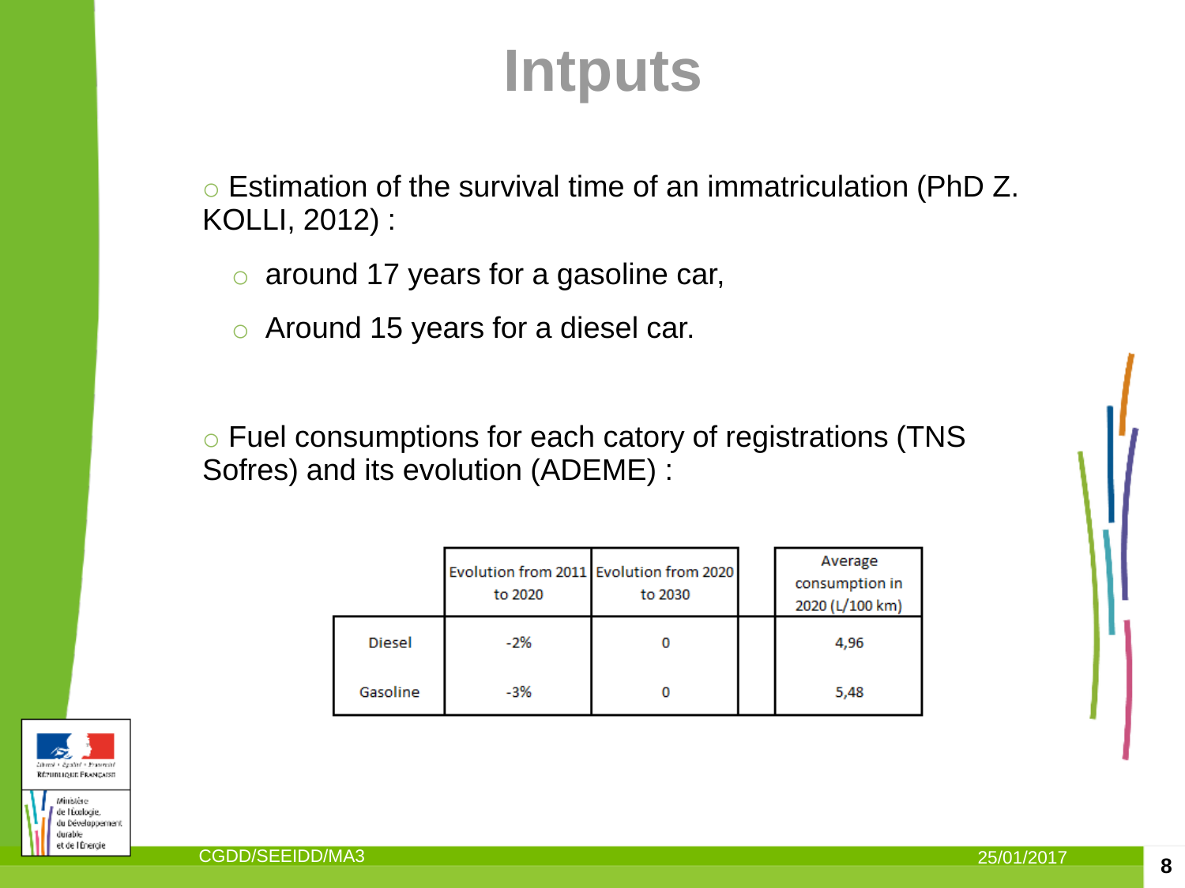# Intputs

- Estimation of the survival time of an immatriculation (PhD Z. KOLLI, 2012) :
  - around 17 years for a gasoline car,
  - Around 15 years for a diesel car.

- Fuel consumptions for each catory of registrations (TNS Sofres) and its evolution (ADEME) :

| | Evolution from 2011 to 2020 | Evolution from 2020 to 2030 | | Average consumption in 2020 (L/100 km) |
|---|---|---|---|---|
| Diesel | -2% | 0 | | 4,96 |
| Gasoline | -3% | 0 | | 5,48 |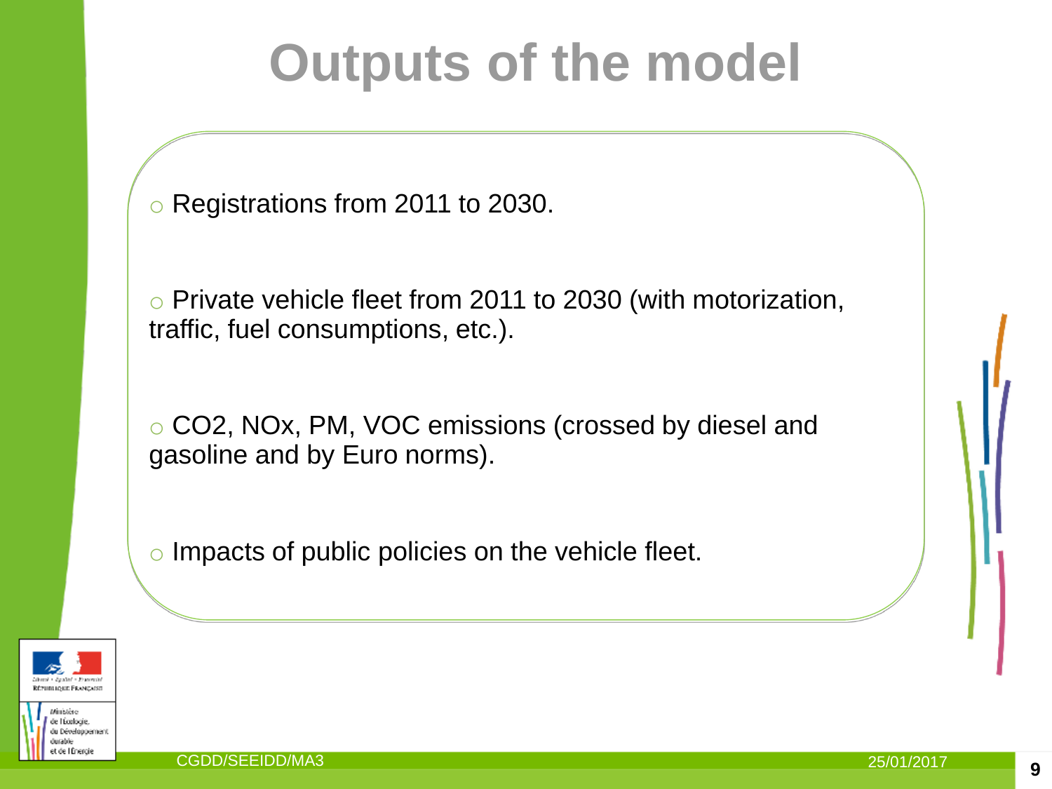# Outputs of the model

- Registrations from 2011 to 2030.
- Private vehicle fleet from 2011 to 2030 (with motorization, traffic, fuel consumptions, etc.).
- $CO_2$, $NO_x$, PM, VOC emissions (crossed by diesel and gasoline and by Euro norms).
- Impacts of public policies on the vehicle fleet.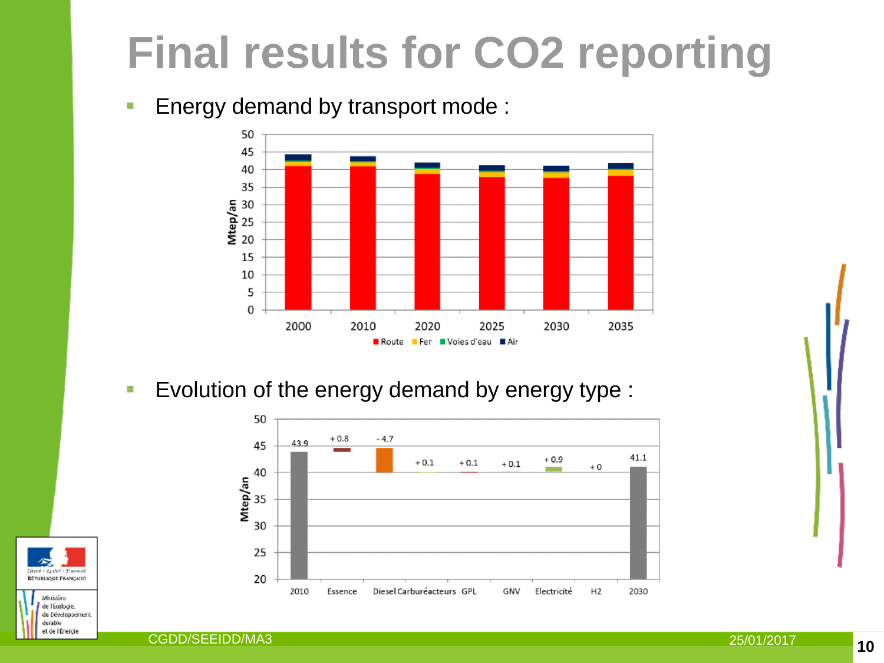# Final results for $CO_2$ reporting

- Energy demand by transport mode :

Mtep/an

50
45
40
35
30
25
20
15
10
5
0

2000 2010 2020 2025 2030 2035

Route Fer Voies d'eau Air

- Evolution of the energy demand by energy type :

Mtep/an

50
45
40
35
30
25
20

43.9 + 0.8 - 4.7 + 0.1 + 0.1 + 0.1 + 0.9 + 0 41.1

2010 Essence Diesel Carburéacteurs GPL GNV Electricité H2 2030

CGDD/SEEIDD/MA3

25/01/2017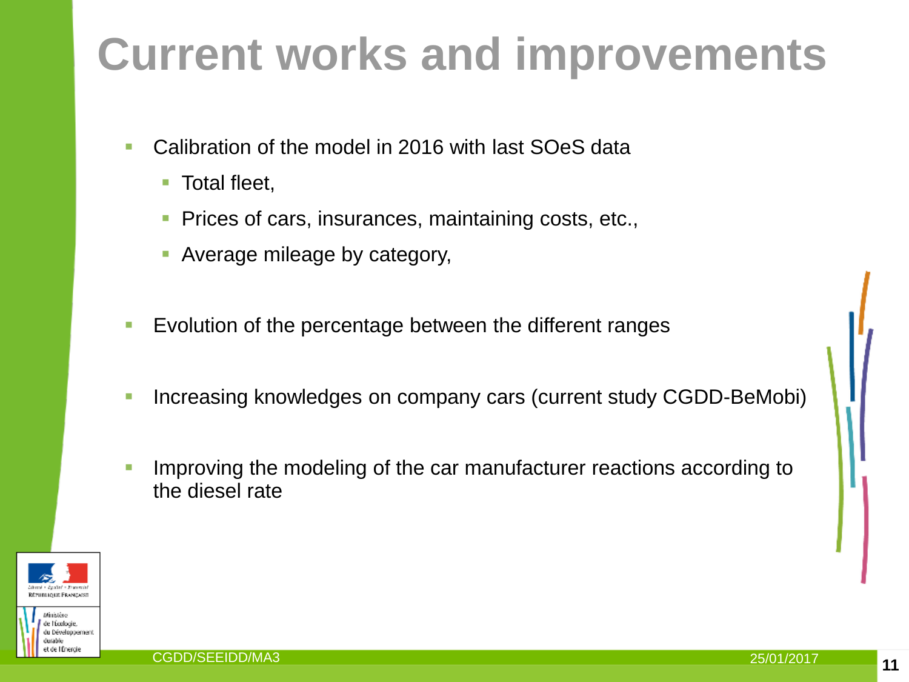# Current works and improvements

- Calibration of the model in 2016 with last SOeS data
  - Total fleet,
  - Prices of cars, insurances, maintaining costs, etc.,
  - Average mileage by category,
- Evolution of the percentage between the different ranges
- Increasing knowledges on company cars (current study CGDD-BeMobi)
- Improving the modeling of the car manufacturer reactions according to the diesel rate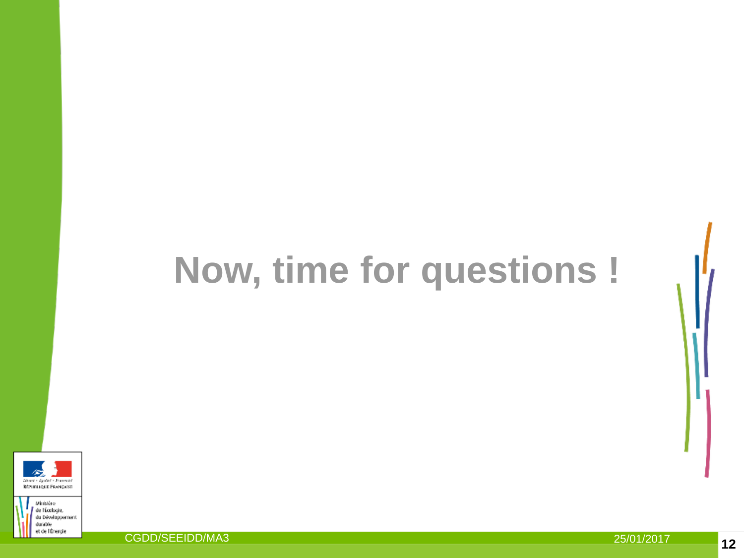# Now, time for questions !